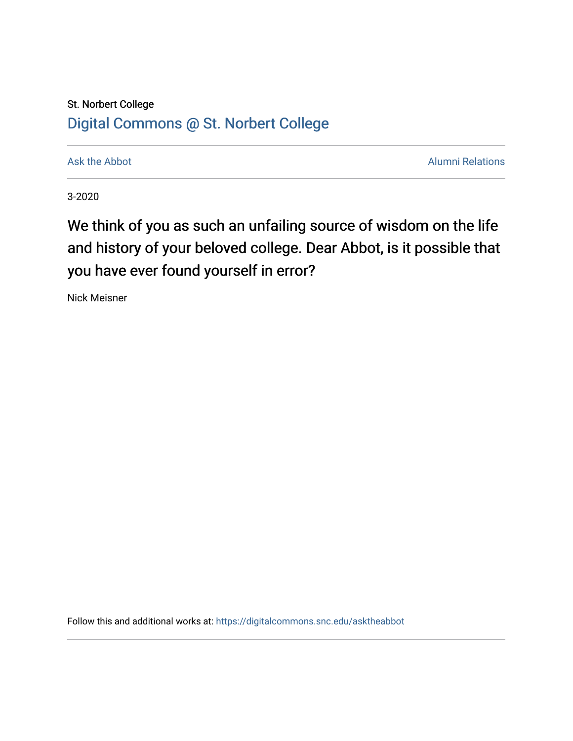St. Norbert College

Digital Commons @ St. Norbert College

Ask the Abbot | Alumni Relations

3-2020

# We think of you as such an unfailing source of wisdom on the life and history of your beloved college. Dear Abbot, is it possible that you have ever found yourself in error?

Nick Meisner

Follow this and additional works at: https://digitalcommons.snc.edu/asktheabbot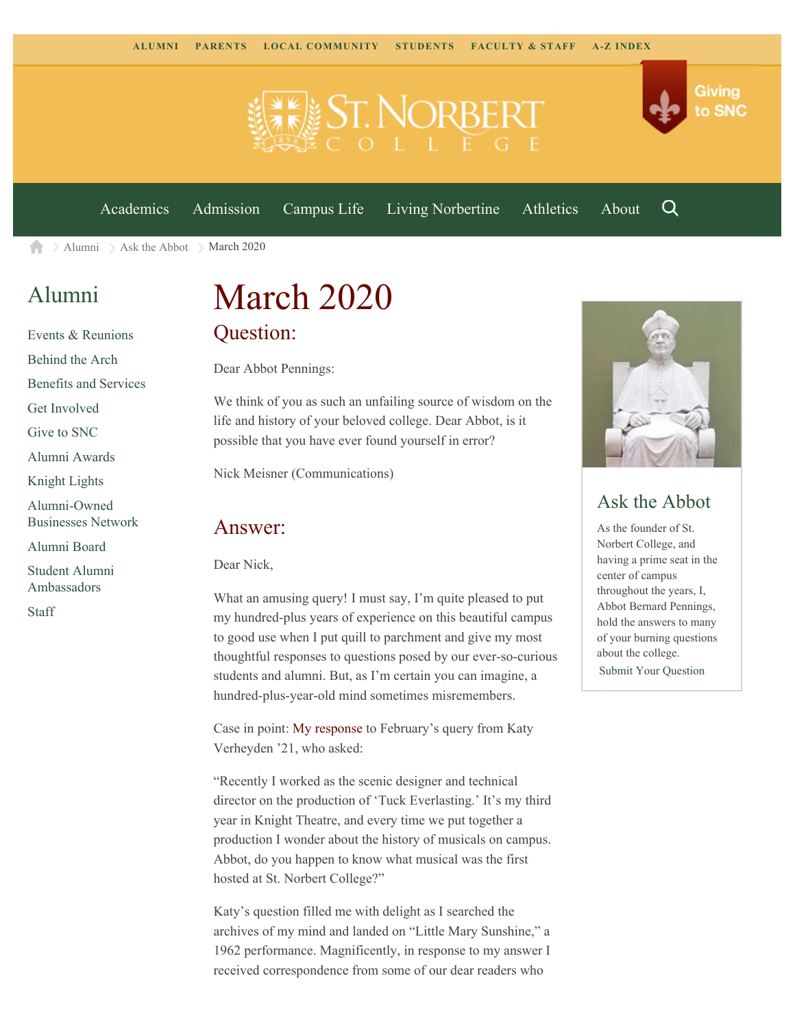ALUMNI PARENTS LOCAL COMMUNITY STUDENTS FACULTY & STAFF A-Z INDEX

Giving to SNC

Academics Admission Campus Life Living Norbertine Athletics About

Alumni > Ask the Abbot > March 2020

## Alumni

- Events & Reunions
- Behind the Arch
- Benefits and Services
- Get Involved
- Give to SNC
- Alumni Awards
- Knight Lights
- Alumni-Owned Businesses Network
- Alumni Board
- Student Alumni Ambassadors
- Staff

# March 2020

## Question:

Dear Abbot Pennings:

We think of you as such an unfailing source of wisdom on the life and history of your beloved college. Dear Abbot, is it possible that you have ever found yourself in error?

Nick Meisner (Communications)

## Answer:

Dear Nick,

What an amusing query! I must say, I'm quite pleased to put my hundred-plus years of experience on this beautiful campus to good use when I put quill to parchment and give my most thoughtful responses to questions posed by our ever-so-curious students and alumni. But, as I'm certain you can imagine, a hundred-plus-year-old mind sometimes misremembers.

Case in point: My response to February's query from Katy Verheyden '21, who asked:

"Recently I worked as the scenic designer and technical director on the production of 'Tuck Everlasting.' It's my third year in Knight Theatre, and every time we put together a production I wonder about the history of musicals on campus. Abbot, do you happen to know what musical was the first hosted at St. Norbert College?"

Katy's question filled me with delight as I searched the archives of my mind and landed on "Little Mary Sunshine," a 1962 performance. Magnificently, in response to my answer I received correspondence from some of our dear readers who

## Ask the Abbot

As the founder of St. Norbert College, and having a prime seat in the center of campus throughout the years, I, Abbot Bernard Pennings, hold the answers to many of your burning questions about the college.

Submit Your Question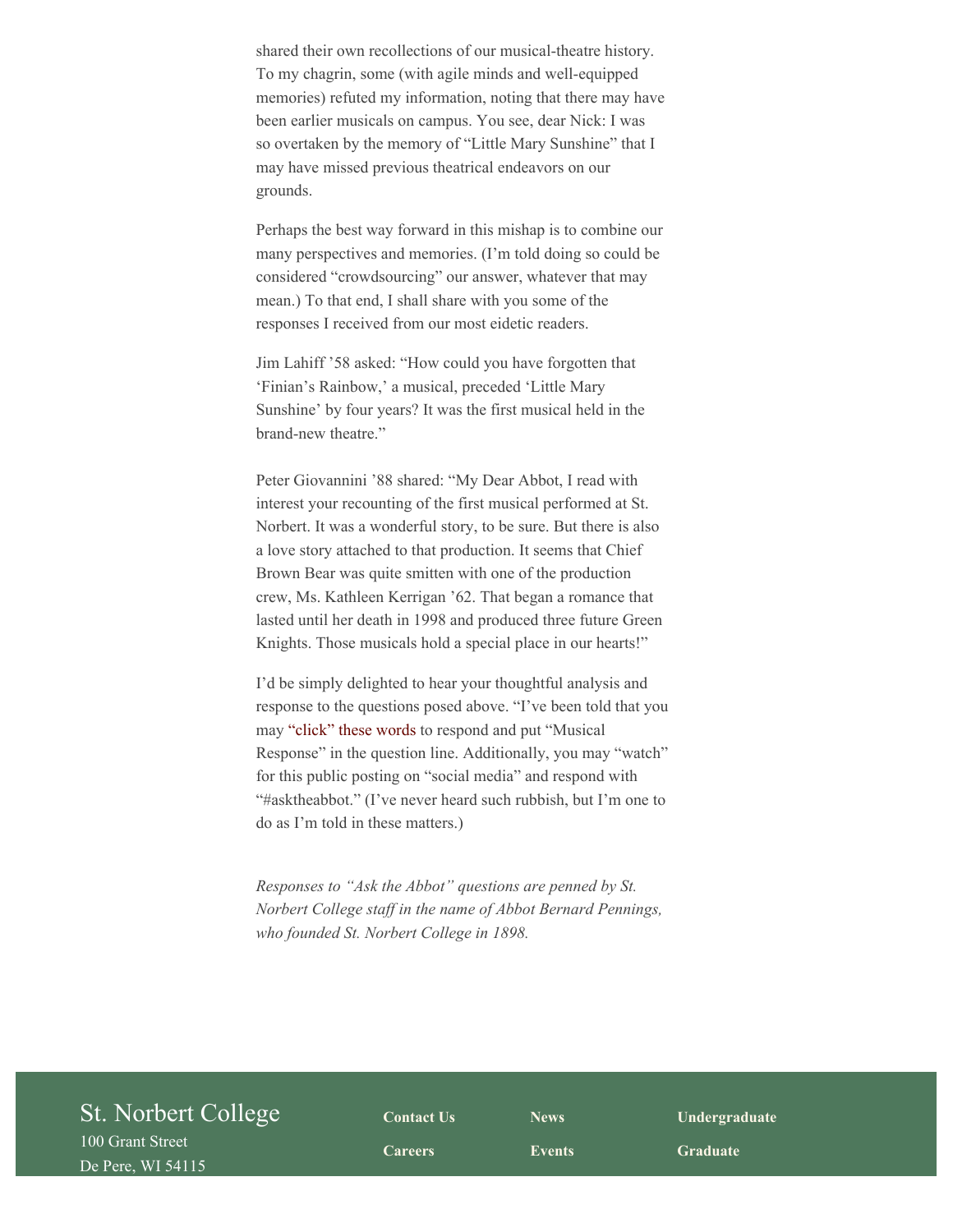shared their own recollections of our musical-theatre history. To my chagrin, some (with agile minds and well-equipped memories) refuted my information, noting that there may have been earlier musicals on campus. You see, dear Nick: I was so overtaken by the memory of "Little Mary Sunshine" that I may have missed previous theatrical endeavors on our grounds.

Perhaps the best way forward in this mishap is to combine our many perspectives and memories. (I'm told doing so could be considered "crowdsourcing" our answer, whatever that may mean.) To that end, I shall share with you some of the responses I received from our most eidetic readers.

Jim Lahiff '58 asked: "How could you have forgotten that 'Finian's Rainbow,' a musical, preceded 'Little Mary Sunshine' by four years? It was the first musical held in the brand-new theatre."

Peter Giovannini '88 shared: "My Dear Abbot, I read with interest your recounting of the first musical performed at St. Norbert. It was a wonderful story, to be sure. But there is also a love story attached to that production. It seems that Chief Brown Bear was quite smitten with one of the production crew, Ms. Kathleen Kerrigan '62. That began a romance that lasted until her death in 1998 and produced three future Green Knights. Those musicals hold a special place in our hearts!"

I'd be simply delighted to hear your thoughtful analysis and response to the questions posed above. "I've been told that you may "click" these words to respond and put "Musical Response" in the question line. Additionally, you may "watch" for this public posting on "social media" and respond with "#asktheabbot." (I've never heard such rubbish, but I'm one to do as I'm told in these matters.)

*Responses to "Ask the Abbot" questions are penned by St. Norbert College staff in the name of Abbot Bernard Pennings, who founded St. Norbert College in 1898.*

St. Norbert College
100 Grant Street
De Pere, WI 54115

**Contact Us** **News** **Undergraduate**
**Careers** **Events** **Graduate**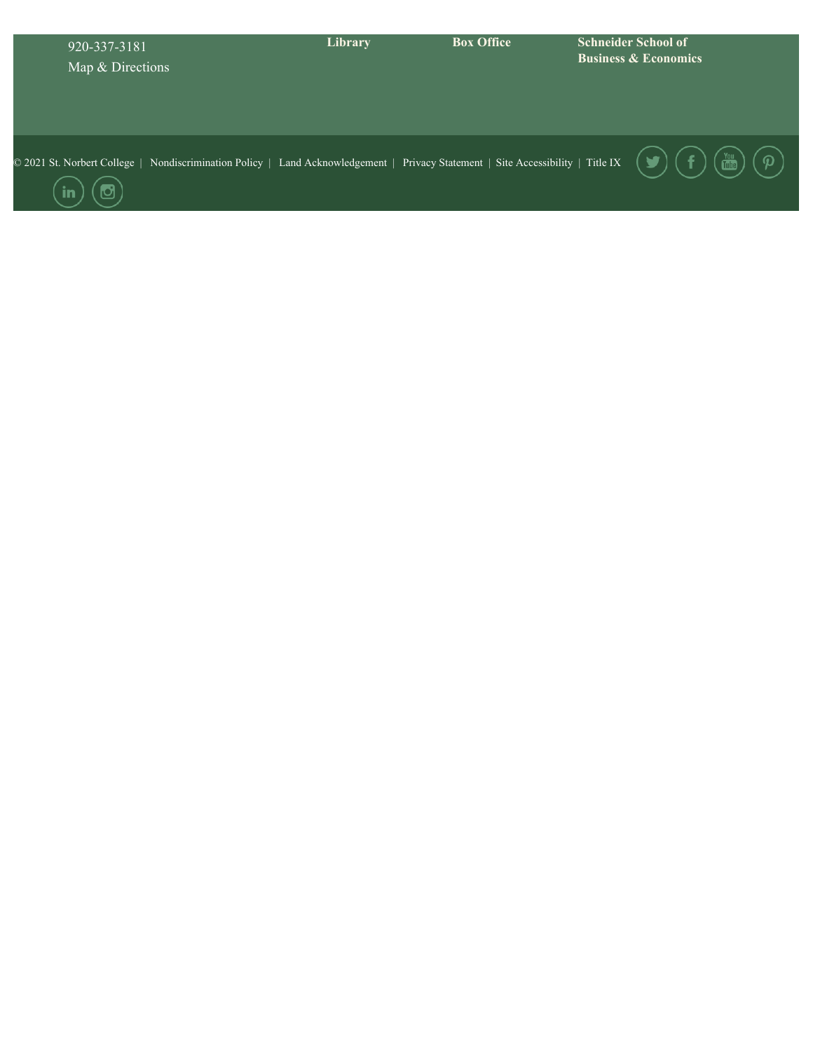920-337-3181

Map & Directions

**Library**

**Box Office**

**Schneider School of Business & Economics**

© 2021 St. Norbert College | Nondiscrimination Policy | Land Acknowledgement | Privacy Statement | Site Accessibility | Title IX